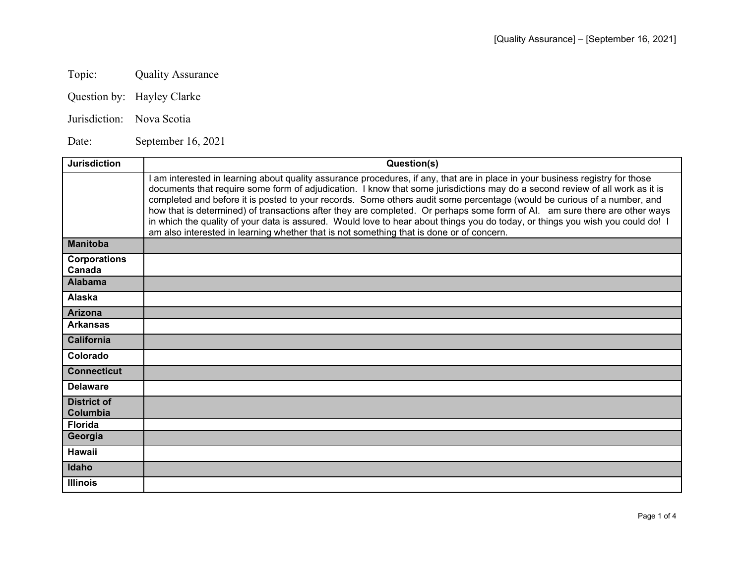Topic: Quality Assurance

Question by: Hayley Clarke

Jurisdiction: Nova Scotia

Date: September 16, 2021

| Jurisdiction | Question(s) |
| --- | --- |
| | I am interested in learning about quality assurance procedures, if any, that are in place in your business registry for those documents that require some form of adjudication. I know that some jurisdictions may do a second review of all work as it is completed and before it is posted to your records. Some others audit some percentage (would be curious of a number, and how that is determined) of transactions after they are completed. Or perhaps some form of AI. am sure there are other ways in which the quality of your data is assured. Would love to hear about things you do today, or things you wish you could do! I am also interested in learning whether that is not something that is done or of concern. |
| **Manitoba** | |
| **Corporations Canada** | |
| **Alabama** | |
| **Alaska** | |
| **Arizona** | |
| **Arkansas** | |
| **California** | |
| **Colorado** | |
| **Connecticut** | |
| **Delaware** | |
| **District of Columbia** | |
| **Florida** | |
| **Georgia** | |
| **Hawaii** | |
| **Idaho** | |
| **Illinois** | |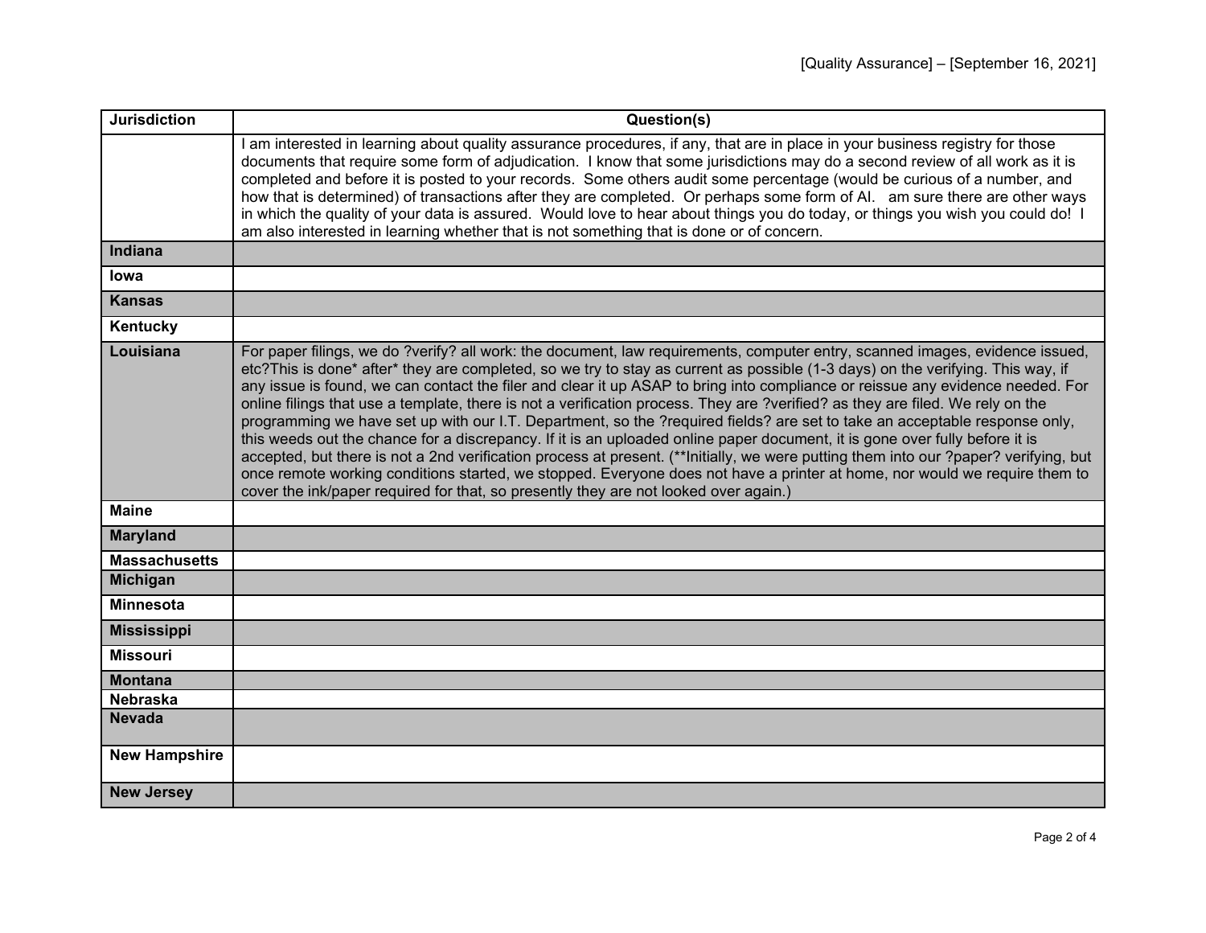| Jurisdiction | Question(s) |
| --- | --- |
| | I am interested in learning about quality assurance procedures, if any, that are in place in your business registry for those documents that require some form of adjudication. I know that some jurisdictions may do a second review of all work as it is completed and before it is posted to your records. Some others audit some percentage (would be curious of a number, and how that is determined) of transactions after they are completed. Or perhaps some form of AI. am sure there are other ways in which the quality of your data is assured. Would love to hear about things you do today, or things you wish you could do! I am also interested in learning whether that is not something that is done or of concern. |
| **Indiana** | |
| **Iowa** | |
| **Kansas** | |
| **Kentucky** | |
| **Louisiana** | For paper filings, we do ?verify? all work: the document, law requirements, computer entry, scanned images, evidence issued, etc?This is done* after* they are completed, so we try to stay as current as possible (1-3 days) on the verifying. This way, if any issue is found, we can contact the filer and clear it up ASAP to bring into compliance or reissue any evidence needed. For online filings that use a template, there is not a verification process. They are ?verified? as they are filed. We rely on the programming we have set up with our I.T. Department, so the ?required fields? are set to take an acceptable response only, this weeds out the chance for a discrepancy. If it is an uploaded online paper document, it is gone over fully before it is accepted, but there is not a 2nd verification process at present. (**Initially, we were putting them into our ?paper? verifying, but once remote working conditions started, we stopped. Everyone does not have a printer at home, nor would we require them to cover the ink/paper required for that, so presently they are not looked over again.) |
| **Maine** | |
| **Maryland** | |
| **Massachusetts** | |
| **Michigan** | |
| **Minnesota** | |
| **Mississippi** | |
| **Missouri** | |
| **Montana** | |
| **Nebraska** | |
| **Nevada** | |
| **New Hampshire** | |
| **New Jersey** | |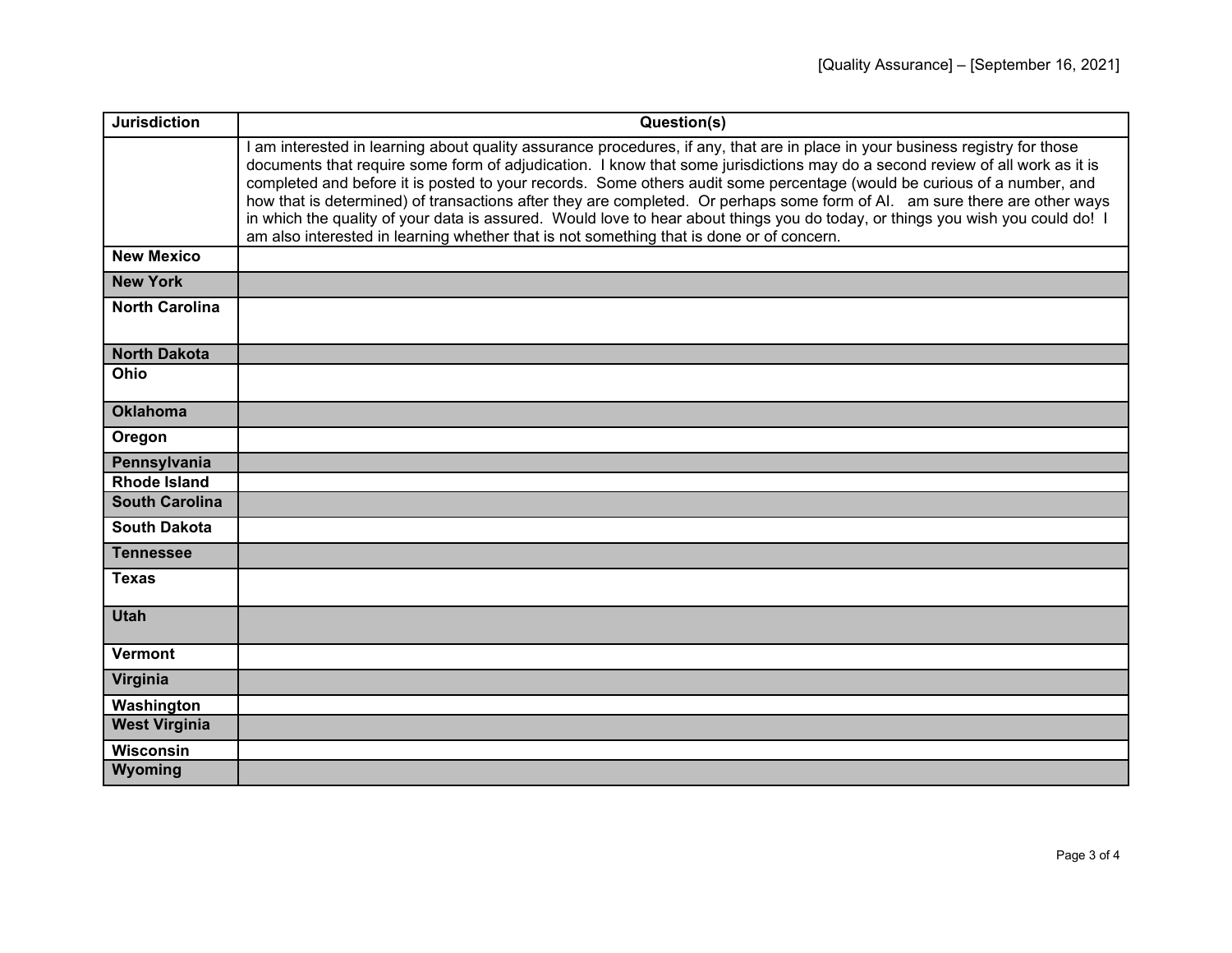| Jurisdiction | Question(s) |
|---|---|
| | I am interested in learning about quality assurance procedures, if any, that are in place in your business registry for those documents that require some form of adjudication. I know that some jurisdictions may do a second review of all work as it is completed and before it is posted to your records. Some others audit some percentage (would be curious of a number, and how that is determined) of transactions after they are completed. Or perhaps some form of AI. am sure there are other ways in which the quality of your data is assured. Would love to hear about things you do today, or things you wish you could do! I am also interested in learning whether that is not something that is done or of concern. |
| **New Mexico** | |
| **New York** | |
| **North Carolina** | |
| **North Dakota** | |
| **Ohio** | |
| **Oklahoma** | |
| **Oregon** | |
| **Pennsylvania** | |
| **Rhode Island** | |
| **South Carolina** | |
| **South Dakota** | |
| **Tennessee** | |
| **Texas** | |
| **Utah** | |
| **Vermont** | |
| **Virginia** | |
| **Washington** | |
| **West Virginia** | |
| **Wisconsin** | |
| **Wyoming** | |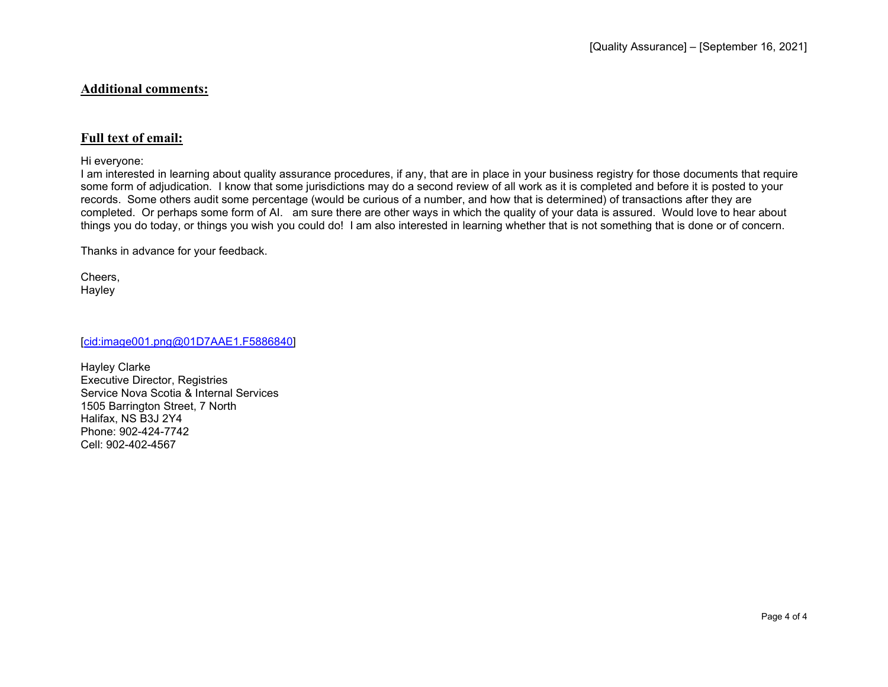**Additional comments:**

**Full text of email:**

Hi everyone:

I am interested in learning about quality assurance procedures, if any, that are in place in your business registry for those documents that require some form of adjudication. I know that some jurisdictions may do a second review of all work as it is completed and before it is posted to your records. Some others audit some percentage (would be curious of a number, and how that is determined) of transactions after they are completed. Or perhaps some form of AI. am sure there are other ways in which the quality of your data is assured. Would love to hear about things you do today, or things you wish you could do! I am also interested in learning whether that is not something that is done or of concern.

Thanks in advance for your feedback.

Cheers,
Hayley

[cid:image001.png@01D7AAE1.F5886840]

Hayley Clarke
Executive Director, Registries
Service Nova Scotia & Internal Services
1505 Barrington Street, 7 North
Halifax, NS B3J 2Y4
Phone: 902-424-7742
Cell: 902-402-4567